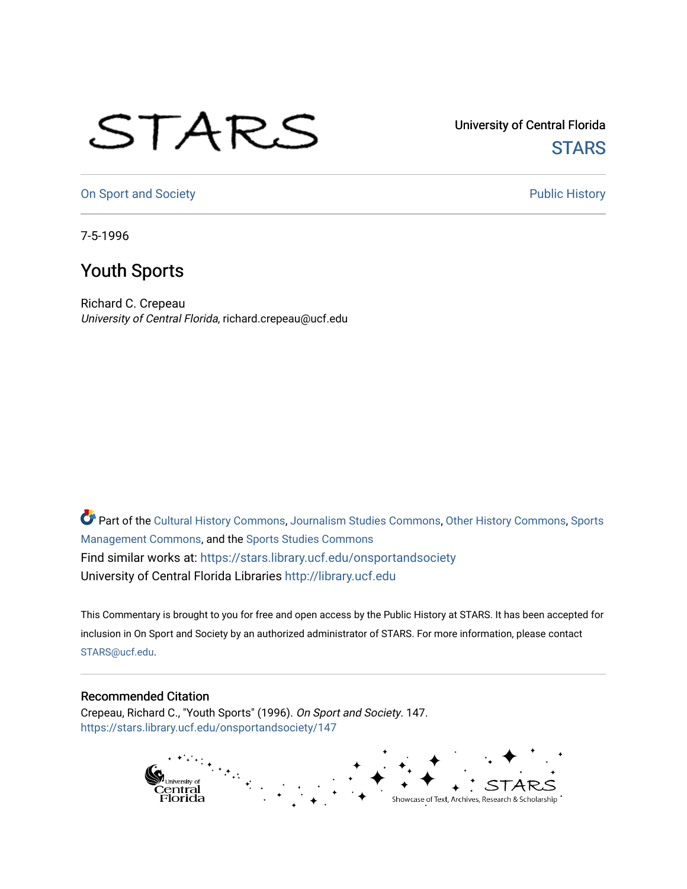University of Central Florida

STARS

On Sport and Society

Public History

7-5-1996

# Youth Sports

Richard C. Crepeau

*University of Central Florida*, richard.crepeau@ucf.edu

Part of the Cultural History Commons, Journalism Studies Commons, Other History Commons, Sports Management Commons, and the Sports Studies Commons

Find similar works at: https://stars.library.ucf.edu/onsportandsociety

University of Central Florida Libraries http://library.ucf.edu

This Commentary is brought to you for free and open access by the Public History at STARS. It has been accepted for inclusion in On Sport and Society by an authorized administrator of STARS. For more information, please contact STARS@ucf.edu.

## Recommended Citation

Crepeau, Richard C., "Youth Sports" (1996). *On Sport and Society*. 147.

https://stars.library.ucf.edu/onsportandsociety/147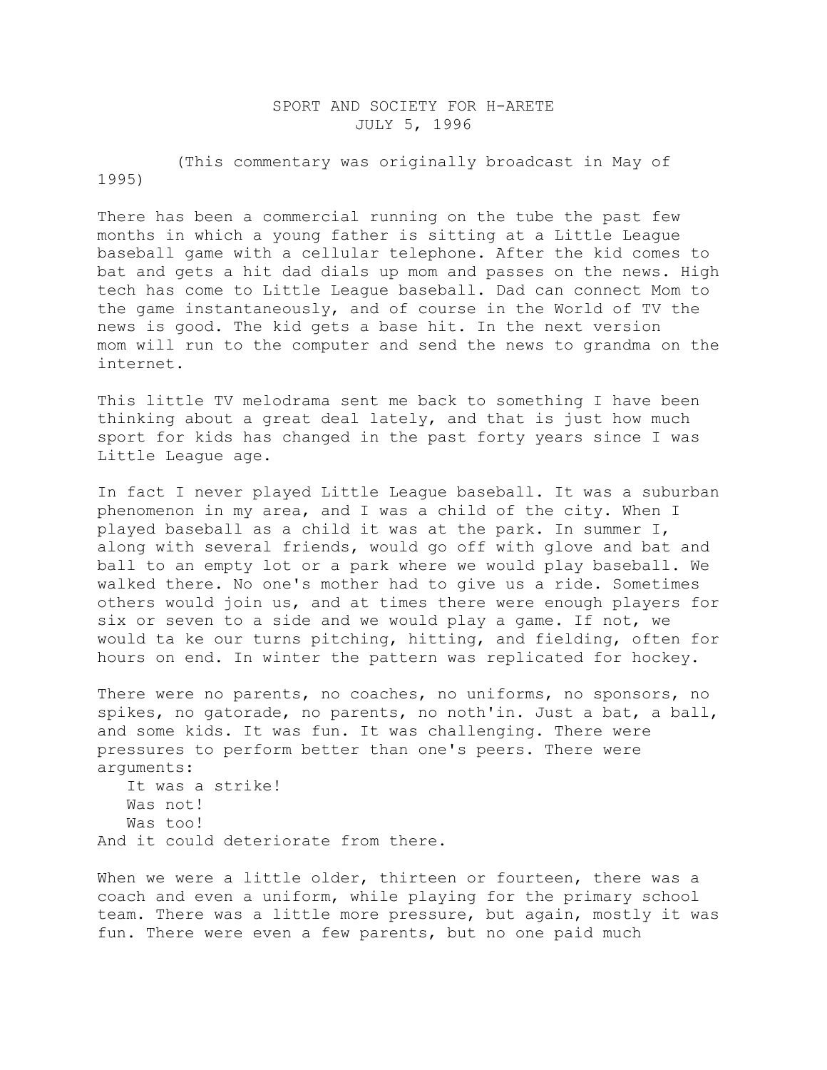# SPORT AND SOCIETY FOR H-ARETE
## JULY 5, 1996

(This commentary was originally broadcast in May of 1995)

There has been a commercial running on the tube the past few months in which a young father is sitting at a Little League baseball game with a cellular telephone. After the kid comes to bat and gets a hit dad dials up mom and passes on the news. High tech has come to Little League baseball. Dad can connect Mom to the game instantaneously, and of course in the World of TV the news is good. The kid gets a base hit. In the next version mom will run to the computer and send the news to grandma on the internet.

This little TV melodrama sent me back to something I have been thinking about a great deal lately, and that is just how much sport for kids has changed in the past forty years since I was Little League age.

In fact I never played Little League baseball. It was a suburban phenomenon in my area, and I was a child of the city. When I played baseball as a child it was at the park. In summer I, along with several friends, would go off with glove and bat and ball to an empty lot or a park where we would play baseball. We walked there. No one's mother had to give us a ride. Sometimes others would join us, and at times there were enough players for six or seven to a side and we would play a game. If not, we would ta ke our turns pitching, hitting, and fielding, often for hours on end. In winter the pattern was replicated for hockey.

There were no parents, no coaches, no uniforms, no sponsors, no spikes, no gatorade, no parents, no noth'in. Just a bat, a ball, and some kids. It was fun. It was challenging. There were pressures to perform better than one's peers. There were arguments:

It was a strike!  
Was not!  
Was too!

And it could deteriorate from there.

When we were a little older, thirteen or fourteen, there was a coach and even a uniform, while playing for the primary school team. There was a little more pressure, but again, mostly it was fun. There were even a few parents, but no one paid much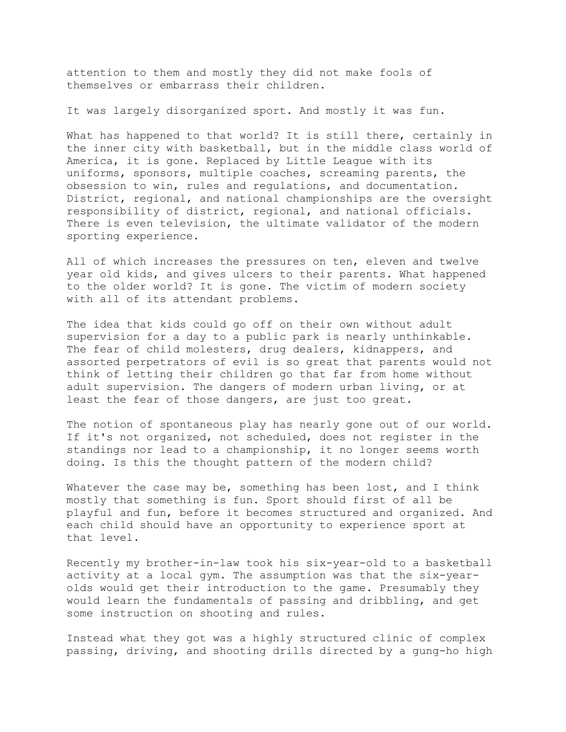attention to them and mostly they did not make fools of themselves or embarrass their children.

It was largely disorganized sport. And mostly it was fun.

What has happened to that world? It is still there, certainly in the inner city with basketball, but in the middle class world of America, it is gone. Replaced by Little League with its uniforms, sponsors, multiple coaches, screaming parents, the obsession to win, rules and regulations, and documentation. District, regional, and national championships are the oversight responsibility of district, regional, and national officials. There is even television, the ultimate validator of the modern sporting experience.

All of which increases the pressures on ten, eleven and twelve year old kids, and gives ulcers to their parents. What happened to the older world? It is gone. The victim of modern society with all of its attendant problems.

The idea that kids could go off on their own without adult supervision for a day to a public park is nearly unthinkable. The fear of child molesters, drug dealers, kidnappers, and assorted perpetrators of evil is so great that parents would not think of letting their children go that far from home without adult supervision. The dangers of modern urban living, or at least the fear of those dangers, are just too great.

The notion of spontaneous play has nearly gone out of our world. If it's not organized, not scheduled, does not register in the standings nor lead to a championship, it no longer seems worth doing. Is this the thought pattern of the modern child?

Whatever the case may be, something has been lost, and I think mostly that something is fun. Sport should first of all be playful and fun, before it becomes structured and organized. And each child should have an opportunity to experience sport at that level.

Recently my brother-in-law took his six-year-old to a basketball activity at a local gym. The assumption was that the six-year-olds would get their introduction to the game. Presumably they would learn the fundamentals of passing and dribbling, and get some instruction on shooting and rules.

Instead what they got was a highly structured clinic of complex passing, driving, and shooting drills directed by a gung-ho high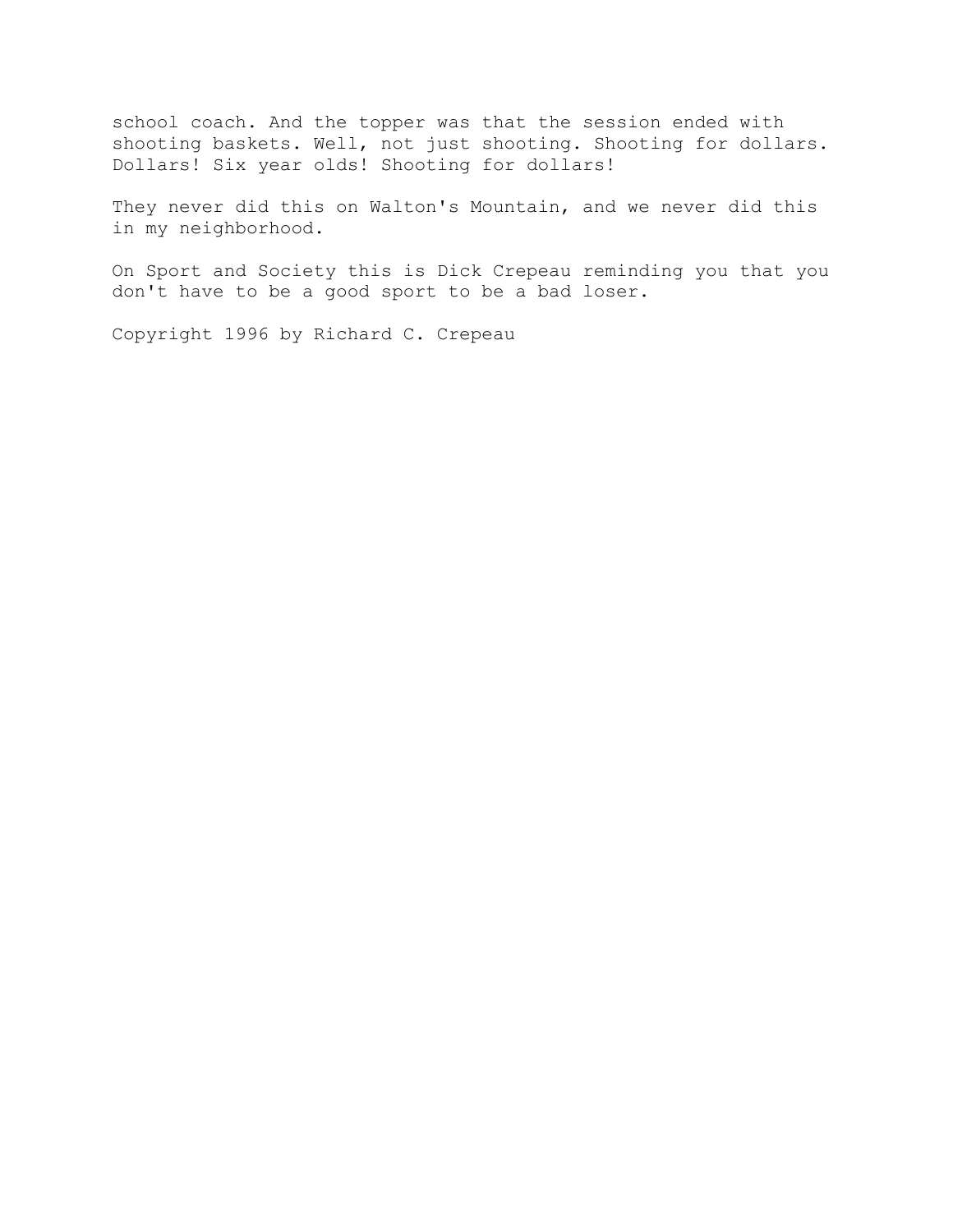school coach. And the topper was that the session ended with shooting baskets. Well, not just shooting. Shooting for dollars. Dollars! Six year olds! Shooting for dollars!

They never did this on Walton's Mountain, and we never did this in my neighborhood.

On Sport and Society this is Dick Crepeau reminding you that you don't have to be a good sport to be a bad loser.

Copyright 1996 by Richard C. Crepeau